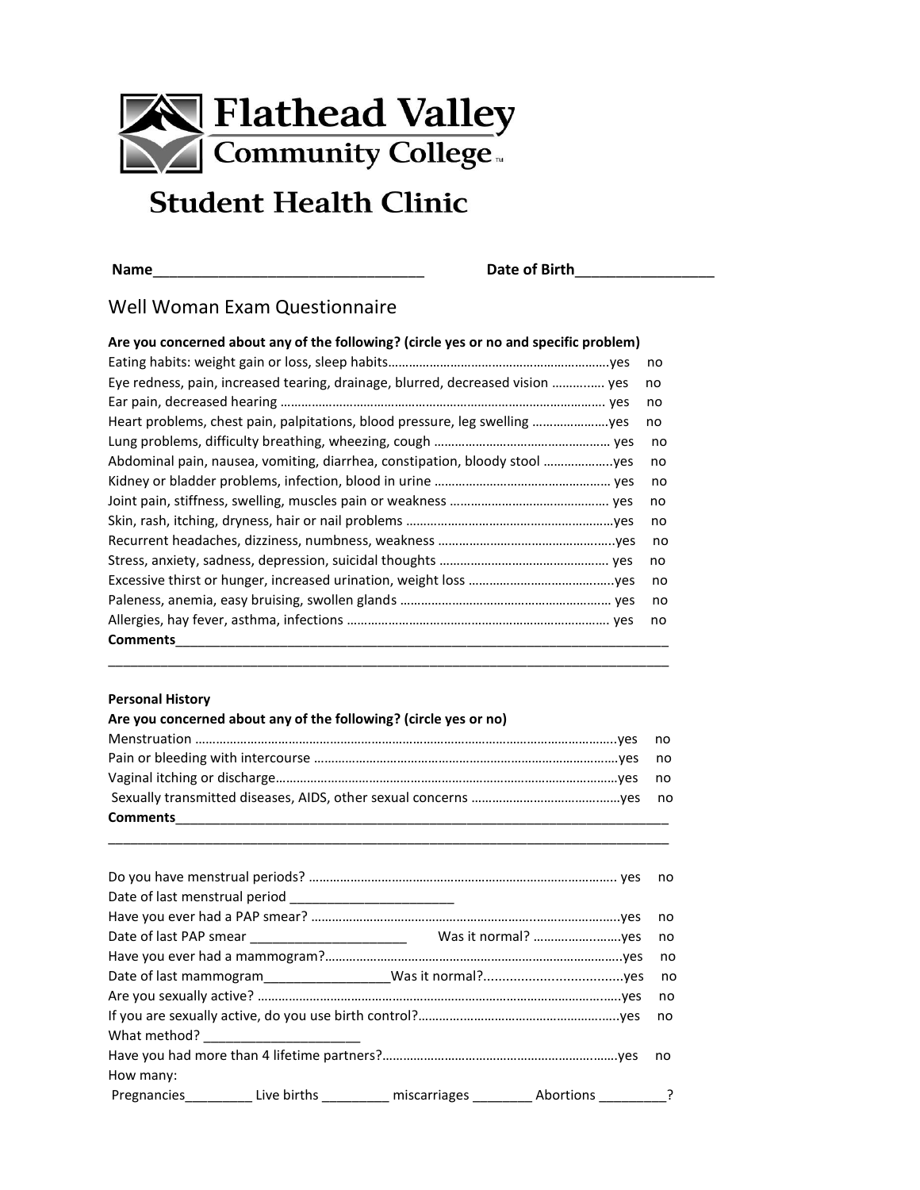# Flathead Valley Community College

## Student Health Clinic

**Name**_________________________________ **Date of Birth**_________________

## Well Woman Exam Questionnaire

**Are you concerned about any of the following? (circle yes or no and specific problem)**

Eating habits: weight gain or loss, sleep habits…………………………………………………….yes no
Eye redness, pain, increased tearing, drainage, blurred, decreased vision …………… yes no
Ear pain, decreased hearing …………………………………………………………………………… yes no
Heart problems, chest pain, palpitations, blood pressure, leg swelling ………………….yes no
Lung problems, difficulty breathing, wheezing, cough …………………………………………… yes no
Abdominal pain, nausea, vomiting, diarrhea, constipation, bloody stool ………………..yes no
Kidney or bladder problems, infection, blood in urine …………………………………………… yes no
Joint pain, stiffness, swelling, muscles pain or weakness ……………………………………… yes no
Skin, rash, itching, dryness, hair or nail problems …………………………………………………yes no
Recurrent headaches, dizziness, numbness, weakness ……………………………………………yes no
Stress, anxiety, sadness, depression, suicidal thoughts ………………………………………… yes no
Excessive thirst or hunger, increased urination, weight loss …………………………………yes no
Paleness, anemia, easy bruising, swollen glands …………………………………………………… yes no
Allergies, hay fever, asthma, infections …………………………………………………………… yes no
**Comments**_________________________________________________________________________
_____________________________________________________________________________________

**Personal History**

**Are you concerned about any of the following? (circle yes or no)**

Menstruation ……………………………………………………………………………………………………yes no
Pain or bleeding with intercourse ……………………………………………………………………………yes no
Vaginal itching or discharge……………………………………………………………………………………yes no
Sexually transmitted diseases, AIDS, other sexual concerns ……………………………………yes no
**Comments**_________________________________________________________________________
_____________________________________________________________________________________

Do you have menstrual periods? ……………………………………………………………………………… yes no
Date of last menstrual period ______________________
Have you ever had a PAP smear? ………………………………………………………………………………yes no
Date of last PAP smear _____________________ Was it normal? ……………………yes no
Have you ever had a mammogram?………………………………………………………………………………yes no
Date of last mammogram________________Was it normal?....................................yes no
Are you sexually active? …………………………………………………………………………………………yes no
If you are sexually active, do you use birth control?……………………………………………………yes no
What method? _____________________
Have you had more than 4 lifetime partners?……………………………………………………………yes no
How many:
Pregnancies_________ Live births _________ miscarriages ________ Abortions _________?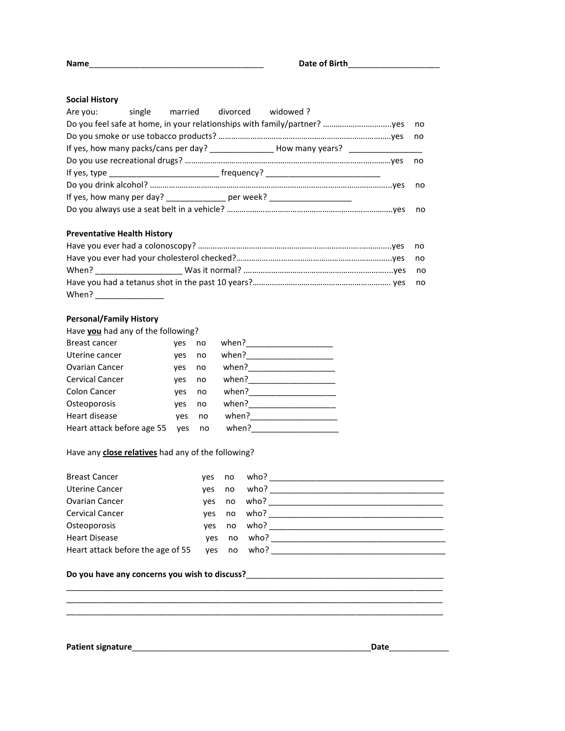**Name**______________________________________ **Date of Birth**___________________

**Social History**

Are you: single married divorced widowed ?

Do you feel safe at home, in your relationships with family/partner? ……………….………..yes no

Do you smoke or use tobacco products? ……………………………………………………….……yes no

If yes, how many packs/cans per day? _____________ How many years? _______________

Do you use recreational drugs? ……………………………………………………………….………yes no

If yes, type _______________________ frequency? ________________________

Do you drink alcohol? ……………………………………………………………………………………...yes no

If yes, how many per day? ____________ per week? _________________

Do you always use a seat belt in a vehicle? ………………………………………………………….yes no

**Preventative Health History**

Have you ever had a colonoscopy? ………………………………………………………….……………yes no

Have you ever had your cholesterol checked?……………………………………………….………..yes no

When? __________________ Was it normal? …………………………………………….……………..yes no

Have you had a tetanus shot in the past 10 years?…………………………………………………… yes no

When? ______________

**Personal/Family History**

Have **you** had any of the following?

| | | | |
|---|---|---|---|
| Breast cancer | yes | no | when?_________________ |
| Uterine cancer | yes | no | when?_________________ |
| Ovarian Cancer | yes | no | when?_________________ |
| Cervical Cancer | yes | no | when?_________________ |
| Colon Cancer | yes | no | when?_________________ |
| Osteoporosis | yes | no | when?_________________ |
| Heart disease | yes | no | when?_________________ |
| Heart attack before age 55 | yes | no | when?_________________ |

Have any **close relatives** had any of the following?

| | | | |
|---|---|---|---|
| Breast Cancer | yes | no | who? ____________________________________ |
| Uterine Cancer | yes | no | who? ____________________________________ |
| Ovarian Cancer | yes | no | who? ____________________________________ |
| Cervical Cancer | yes | no | who? ____________________________________ |
| Osteoporosis | yes | no | who? ____________________________________ |
| Heart Disease | yes | no | who? ____________________________________ |
| Heart attack before the age of 55 | yes | no | who? ____________________________________ |

**Do you have any concerns you wish to discuss?**__________________________________________
______________________________________________________________________________
______________________________________________________________________________
______________________________________________________________________________

**Patient signature**_____________________________________________________**Date**____________